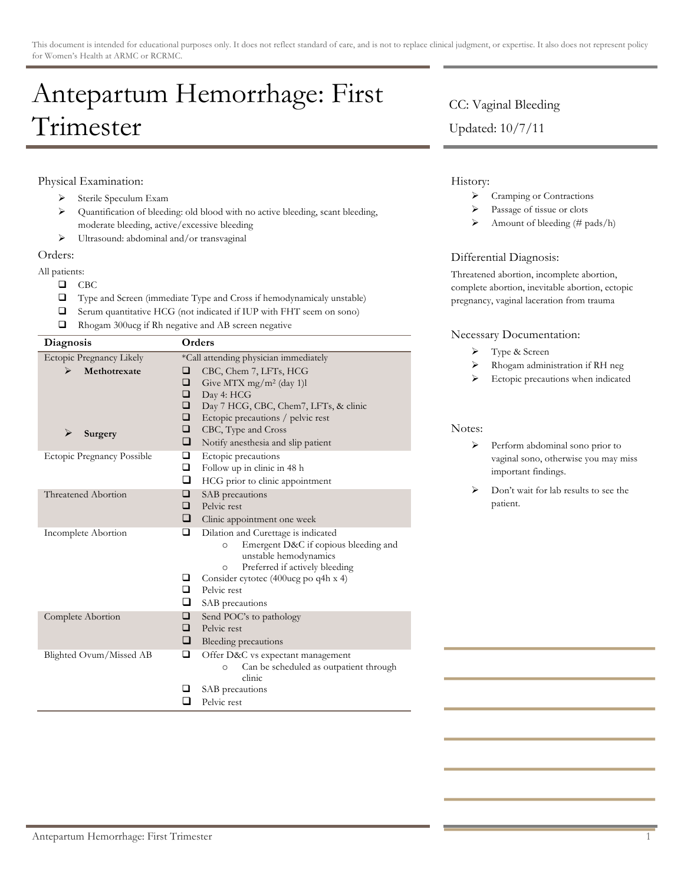This document is intended for educational purposes only. It does not reflect standard of care, and is not to replace clinical judgment, or expertise. It also does not represent policy for Women's Health at ARMC or RCRMC.

# Antepartum Hemorrhage: First Trimester

CC: Vaginal Bleeding

Updated: 10/7/11

## Physical Examination:

- Sterile Speculum Exam
- Quantification of bleeding: old blood with no active bleeding, scant bleeding, moderate bleeding, active/excessive bleeding
- Ultrasound: abdominal and/or transvaginal

## Orders:

All patients:

- [ ] CBC
- [ ] Type and Screen (immediate Type and Cross if hemodynamicaly unstable)
- [ ] Serum quantitative HCG (not indicated if IUP with FHT seem on sono)
- [ ] Rhogam 300ucg if Rh negative and AB screen negative

| Diagnosis | Orders |
|---|---|
| Ectopic Pregnancy Likely | *Call attending physician immediately |
| ➢ **Methotrexate** | ☐ CBC, Chem 7, LFTs, HCG<br>☐ Give MTX mg/m² (day 1)l<br>☐ Day 4: HCG<br>☐ Day 7 HCG, CBC, Chem7, LFTs, & clinic<br>☐ Ectopic precautions / pelvic rest |
| ➢ **Surgery** | ☐ CBC, Type and Cross<br>☐ Notify anesthesia and slip patient |
| Ectopic Pregnancy Possible | ☐ Ectopic precautions<br>☐ Follow up in clinic in 48 h<br>☐ HCG prior to clinic appointment |
| Threatened Abortion | ☐ SAB precautions<br>☐ Pelvic rest<br>☐ Clinic appointment one week |
| Incomplete Abortion | ☐ Dilation and Curettage is indicated<br>○ Emergent D&C if copious bleeding and unstable hemodynamics<br>○ Preferred if actively bleeding<br>☐ Consider cytotec (400ucg po q4h x 4)<br>☐ Pelvic rest<br>☐ SAB precautions |
| Complete Abortion | ☐ Send POC's to pathology<br>☐ Pelvic rest<br>☐ Bleeding precautions |
| Blighted Ovum/Missed AB | ☐ Offer D&C vs expectant management<br>○ Can be scheduled as outpatient through clinic<br>☐ SAB precautions<br>☐ Pelvic rest |

## History:

- Cramping or Contractions
- Passage of tissue or clots
- Amount of bleeding (# pads/h)

## Differential Diagnosis:

Threatened abortion, incomplete abortion, complete abortion, inevitable abortion, ectopic pregnancy, vaginal laceration from trauma

## Necessary Documentation:

- Type & Screen
- Rhogam administration if RH neg
- Ectopic precautions when indicated

## Notes:

- Perform abdominal sono prior to vaginal sono, otherwise you may miss important findings.
- Don't wait for lab results to see the patient.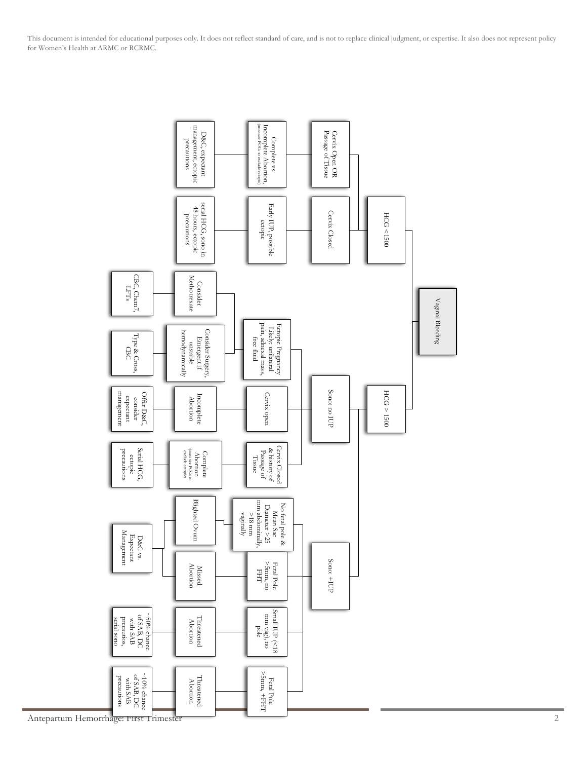- Vaginal Bleeding
  - HCG < 1500
    - Cervix Open OR Passage of Tissue
      - Complete vs Incomplete Abortion, (must see POCs to exclude ectopic)
        - D&C, expectant management, ectopic precautions
    - Cervix Closed
      - Early IUP, possible ectopic
        - serial HCG, sono in 48 hours, ectopic precautions
  - HCG > 1500
    - Sono: no IUP
      - Ectopic Pregnancy Likely: unilateral pain, adnexal mass, free fluid
        - Consider Methotrexate
          - CBC, Chem7, LFTs
        - Consider Surgery, Emergent if unstable hemodynamically
          - Type & Cross, CBC
      - Cervix open
        - Incomplete Abortion
          - Offer D&C, consider expectant management
      - Cervix Closed & history of Passage of Tissue
        - Complete Abortion (must see POCs to exclude ectopic)
          - Serial HCG, ectopic precautions
    - Sono: +IUP
      - No fetal pole & Mean Sac Diameter >25 mm abdominally, >18 mm vaginally
        - Blighted Ovum
          - D&C vs. Expectant Managment
      - Fetal Pole >5mm, no FHT
        - Missed Abortion
          - D&C vs. Expectant Managment
      - Small IUP (<18 mm vag), no pole
        - Threatened Abortion
          - ~50% chance of SAB, DC with SAB precautios, serial sono
      - Fetal Pole >5mm, +FHT
        - Threatened Abortion
          - ~10% chance of SAB, DC with SAB precautions